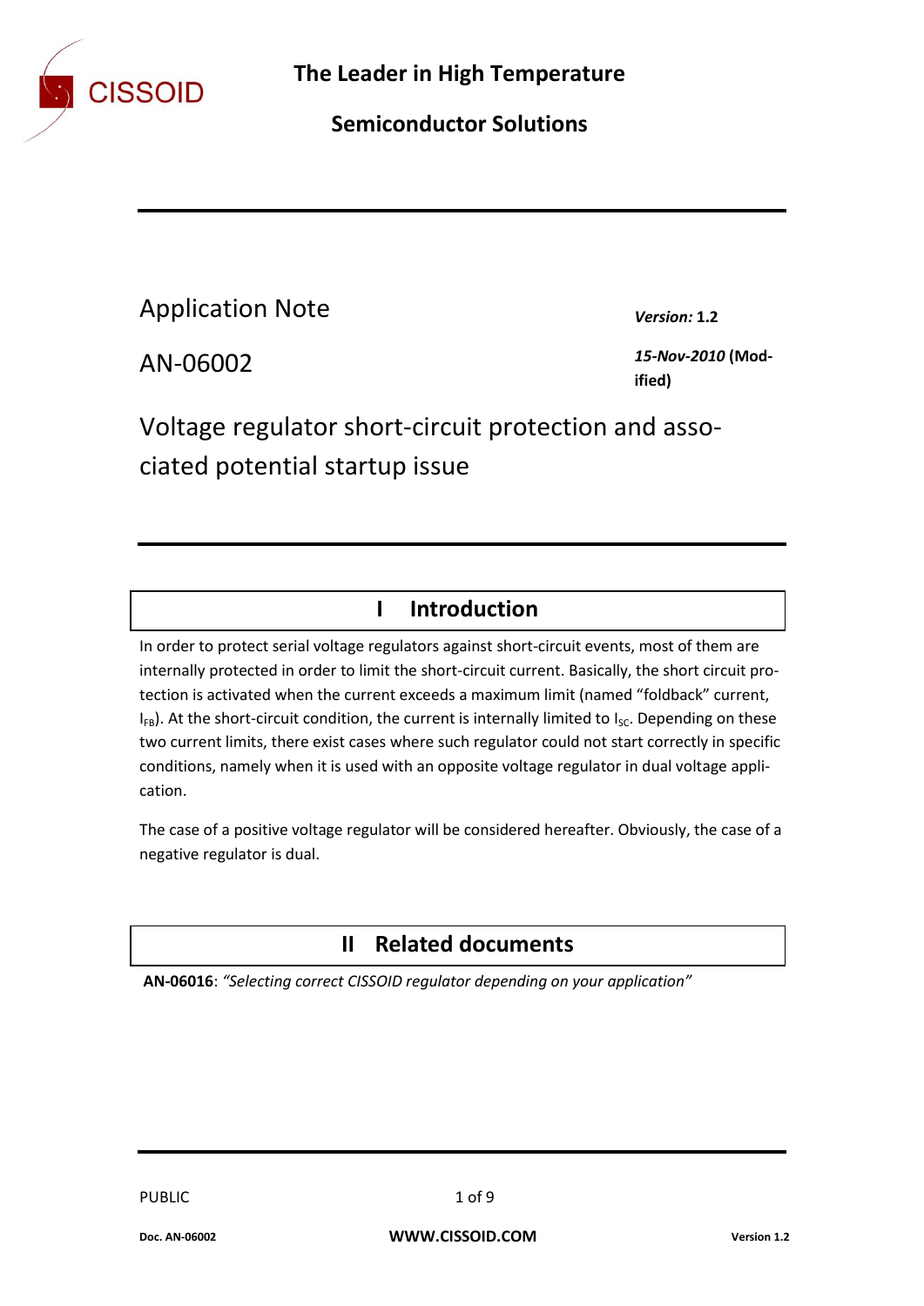The Leader in High Temperature

Semiconductor Solutions

Application Note

AN-06002

***Version:*** **1.2**

***15-Nov-2010*** **(Modified)**

# Voltage regulator short-circuit protection and associated potential startup issue

## I Introduction

In order to protect serial voltage regulators against short-circuit events, most of them are internally protected in order to limit the short-circuit current. Basically, the short circuit protection is activated when the current exceeds a maximum limit (named "foldback" current, $I_{FB}$). At the short-circuit condition, the current is internally limited to $I_{SC}$. Depending on these two current limits, there exist cases where such regulator could not start correctly in specific conditions, namely when it is used with an opposite voltage regulator in dual voltage application.

The case of a positive voltage regulator will be considered hereafter. Obviously, the case of a negative regulator is dual.

## II Related documents

**AN-06016**: *"Selecting correct CISSOID regulator depending on your application"*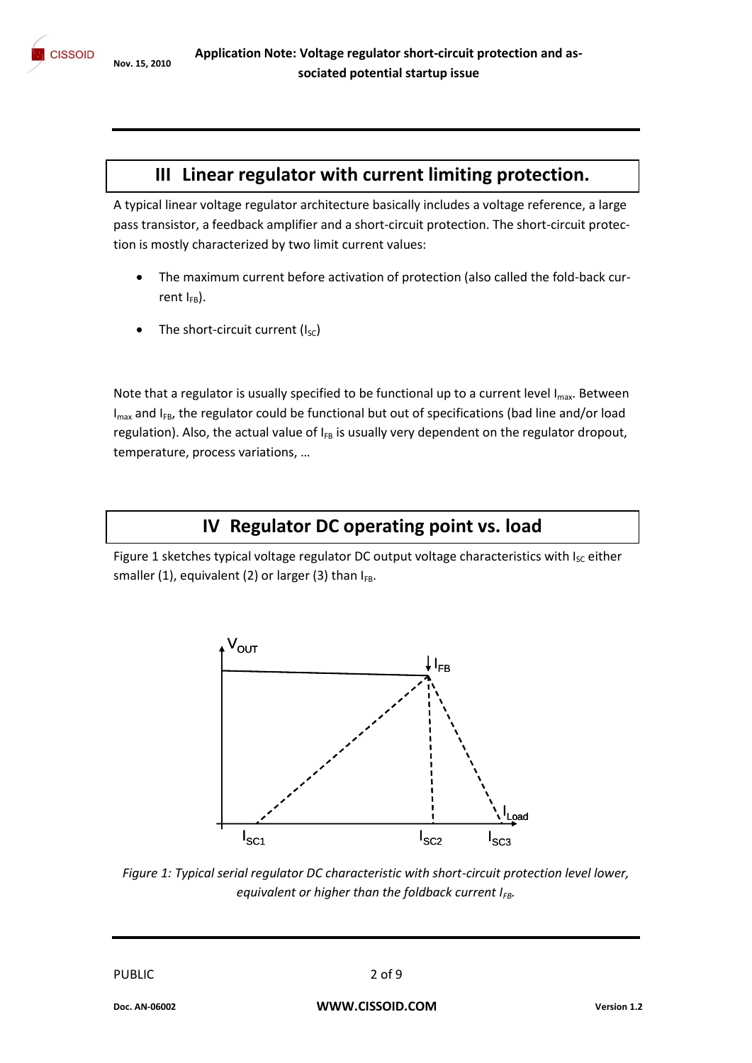## III Linear regulator with current limiting protection.

A typical linear voltage regulator architecture basically includes a voltage reference, a large pass transistor, a feedback amplifier and a short-circuit protection. The short-circuit protection is mostly characterized by two limit current values:

- The maximum current before activation of protection (also called the fold-back current $I_{FB}$).
- The short-circuit current ($I_{SC}$)

Note that a regulator is usually specified to be functional up to a current level $I_{max}$. Between $I_{max}$ and $I_{FB}$, the regulator could be functional but out of specifications (bad line and/or load regulation). Also, the actual value of $I_{FB}$ is usually very dependent on the regulator dropout, temperature, process variations, …

## IV Regulator DC operating point vs. load

Figure 1 sketches typical voltage regulator DC output voltage characteristics with $I_{SC}$ either smaller (1), equivalent (2) or larger (3) than $I_{FB}$.

*Figure 1: Typical serial regulator DC characteristic with short-circuit protection level lower, equivalent or higher than the foldback current $I_{FB}$.*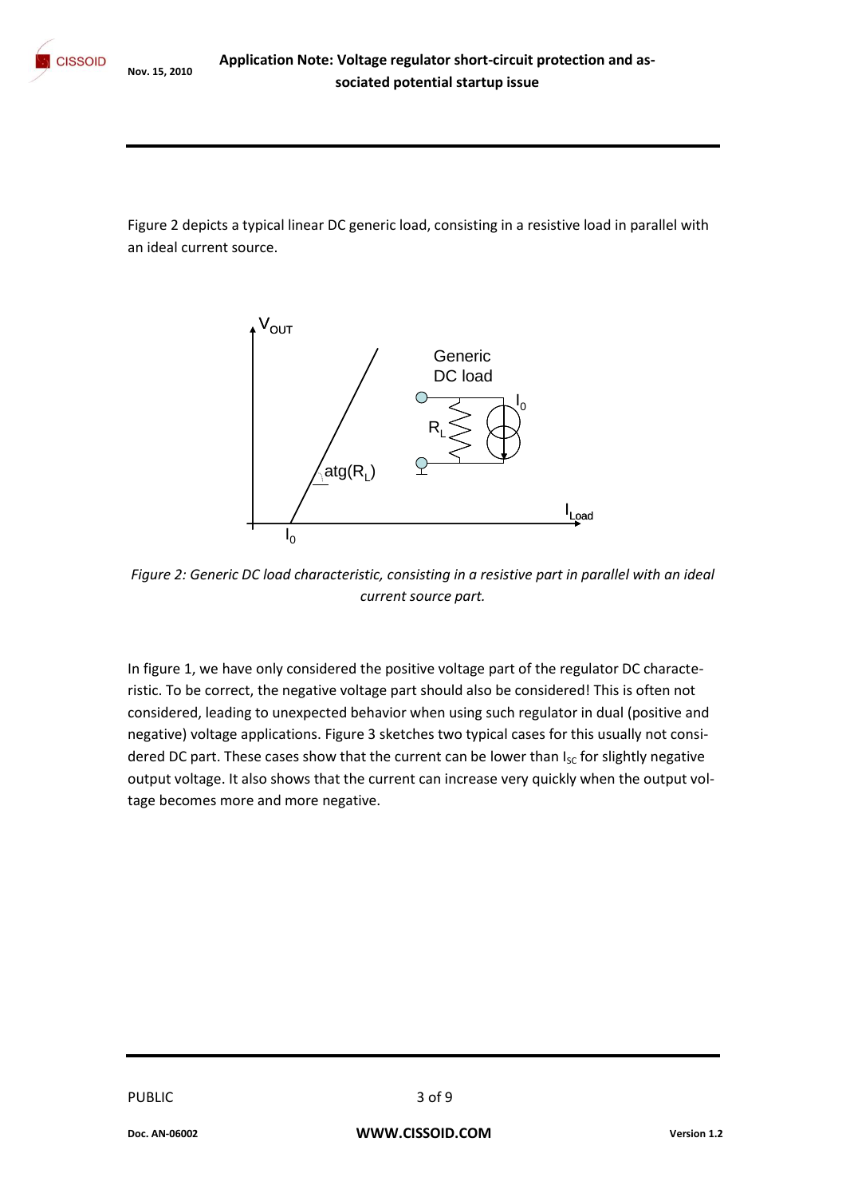Figure 2 depicts a typical linear DC generic load, consisting in a resistive load in parallel with an ideal current source.

*Figure 2: Generic DC load characteristic, consisting in a resistive part in parallel with an ideal current source part.*

In figure 1, we have only considered the positive voltage part of the regulator DC characteristic. To be correct, the negative voltage part should also be considered! This is often not considered, leading to unexpected behavior when using such regulator in dual (positive and negative) voltage applications. Figure 3 sketches two typical cases for this usually not considered DC part. These cases show that the current can be lower than $I_{SC}$ for slightly negative output voltage. It also shows that the current can increase very quickly when the output voltage becomes more and more negative.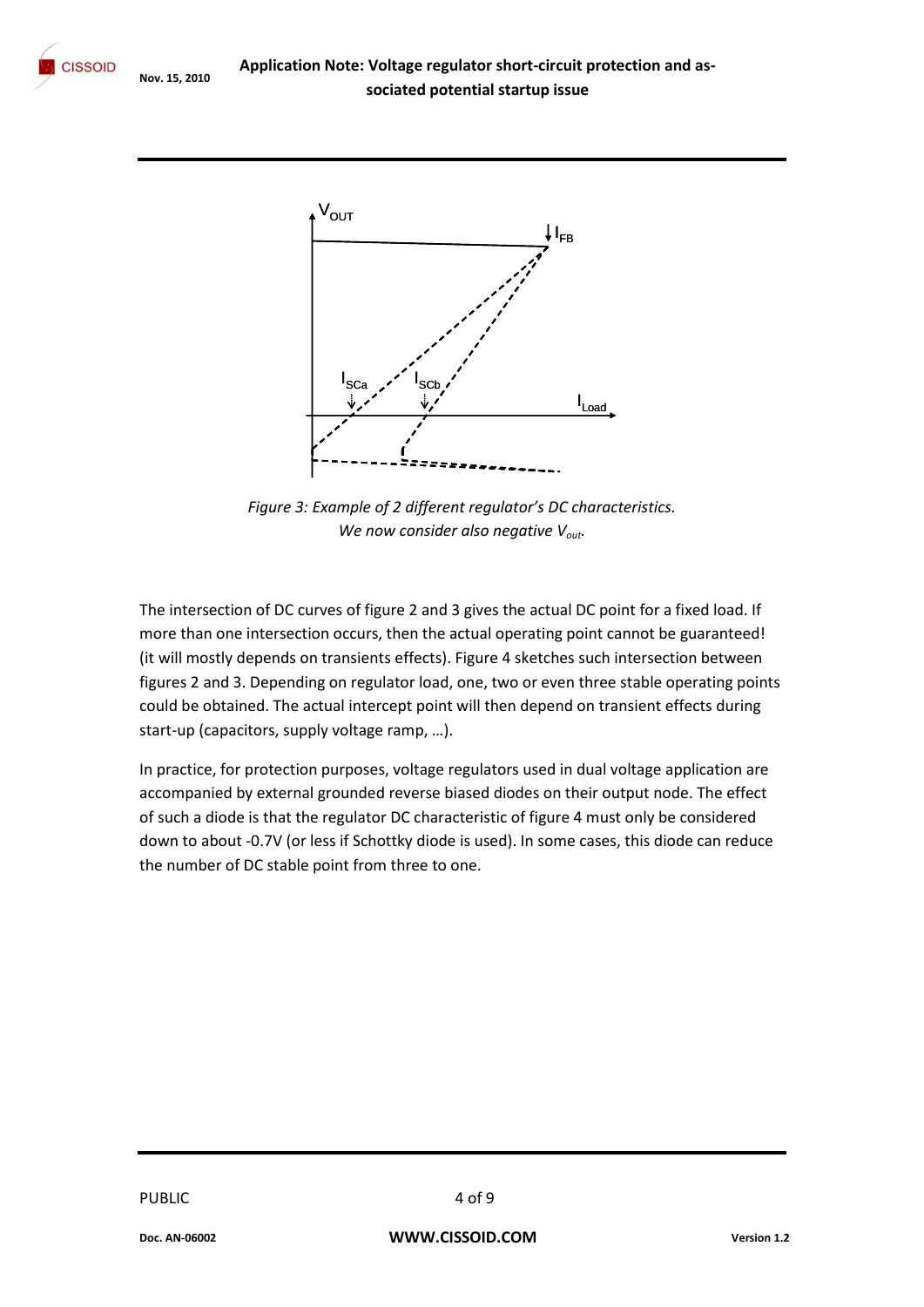*Figure 3: Example of 2 different regulator's DC characteristics.*
*We now consider also negative $V_{out}$.*

The intersection of DC curves of figure 2 and 3 gives the actual DC point for a fixed load. If more than one intersection occurs, then the actual operating point cannot be guaranteed! (it will mostly depends on transients effects). Figure 4 sketches such intersection between figures 2 and 3. Depending on regulator load, one, two or even three stable operating points could be obtained. The actual intercept point will then depend on transient effects during start-up (capacitors, supply voltage ramp, …).

In practice, for protection purposes, voltage regulators used in dual voltage application are accompanied by external grounded reverse biased diodes on their output node. The effect of such a diode is that the regulator DC characteristic of figure 4 must only be considered down to about -0.7V (or less if Schottky diode is used). In some cases, this diode can reduce the number of DC stable point from three to one.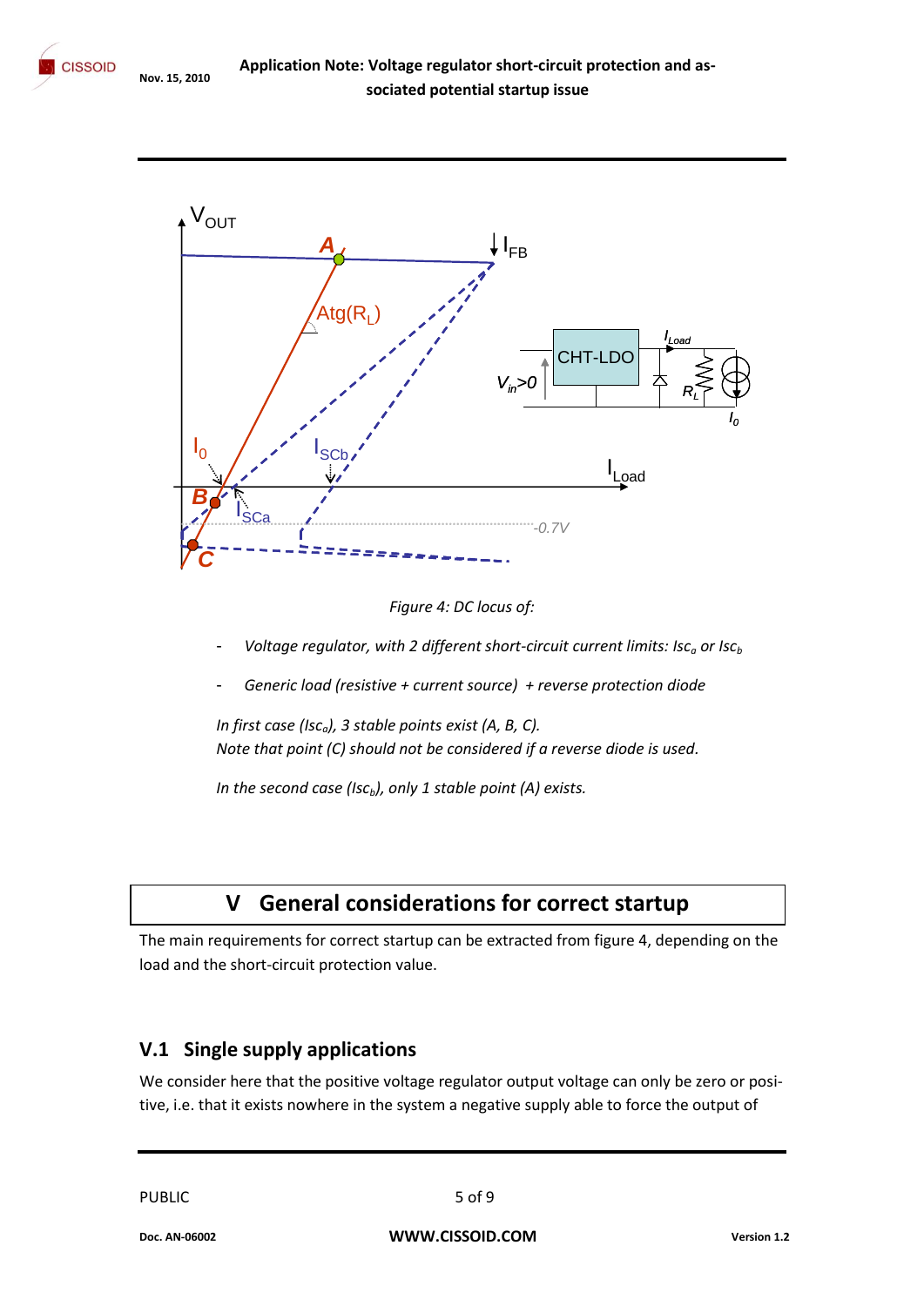*Figure 4: DC locus of:*

- *Voltage regulator, with 2 different short-circuit current limits: $Isc_a$ or $Isc_b$*
- *Generic load (resistive + current source) + reverse protection diode*

*In first case ($Isc_a$), 3 stable points exist (A, B, C).*
*Note that point (C) should not be considered if a reverse diode is used.*

*In the second case ($Isc_b$), only 1 stable point (A) exists.*

# V General considerations for correct startup

The main requirements for correct startup can be extracted from figure 4, depending on the load and the short-circuit protection value.

## V.1 Single supply applications

We consider here that the positive voltage regulator output voltage can only be zero or positive, i.e. that it exists nowhere in the system a negative supply able to force the output of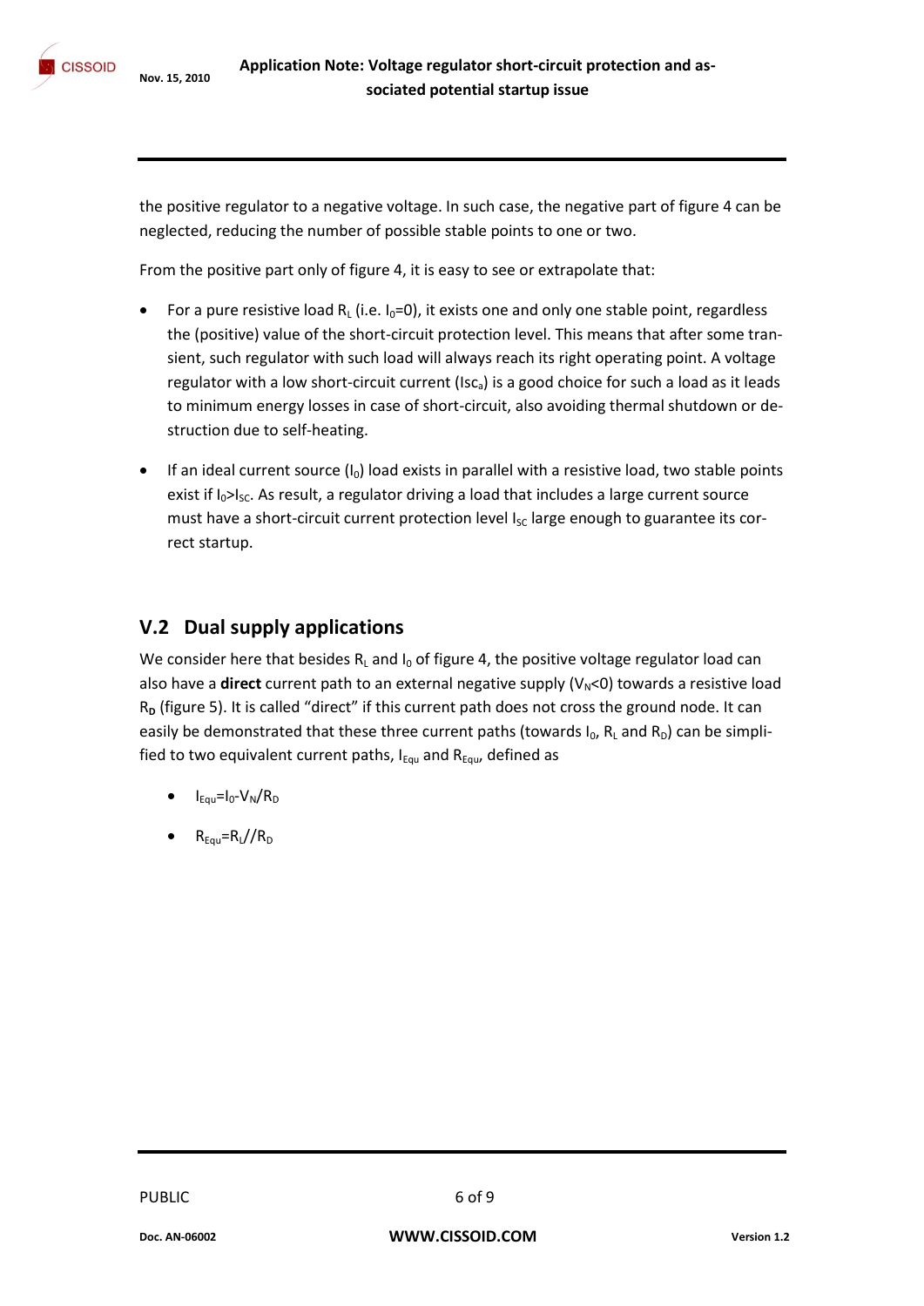the positive regulator to a negative voltage. In such case, the negative part of figure 4 can be neglected, reducing the number of possible stable points to one or two.

From the positive part only of figure 4, it is easy to see or extrapolate that:

- For a pure resistive load $R_L$ (i.e. $I_0$=0), it exists one and only one stable point, regardless the (positive) value of the short-circuit protection level. This means that after some transient, such regulator with such load will always reach its right operating point. A voltage regulator with a low short-circuit current ($Isc_a$) is a good choice for such a load as it leads to minimum energy losses in case of short-circuit, also avoiding thermal shutdown or destruction due to self-heating.

- If an ideal current source ($I_0$) load exists in parallel with a resistive load, two stable points exist if $I_0 > I_{SC}$. As result, a regulator driving a load that includes a large current source must have a short-circuit current protection level $I_{SC}$ large enough to guarantee its correct startup.

## V.2 Dual supply applications

We consider here that besides $R_L$ and $I_0$ of figure 4, the positive voltage regulator load can also have a **direct** current path to an external negative supply ($V_N$<0) towards a resistive load $R_D$ (figure 5). It is called "direct" if this current path does not cross the ground node. It can easily be demonstrated that these three current paths (towards $I_0$, $R_L$ and $R_D$) can be simplified to two equivalent current paths, $I_{Equ}$ and $R_{Equ}$, defined as

- $I_{Equ}=I_0-V_N/R_D$
- $R_{Equ}=R_L//R_D$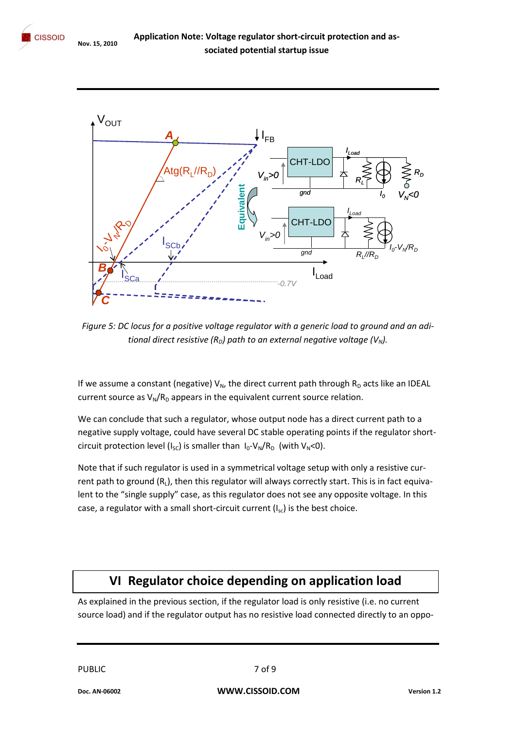*Figure 5: DC locus for a positive voltage regulator with a generic load to ground and an aditional direct resistive ($R_D$) path to an external negative voltage ($V_N$).*

If we assume a constant (negative) $V_N$, the direct current path through $R_D$ acts like an IDEAL current source as $V_N/R_D$ appears in the equivalent current source relation.

We can conclude that such a regulator, whose output node has a direct current path to a negative supply voltage, could have several DC stable operating points if the regulator short-circuit protection level ($I_{SC}$) is smaller than $I_0$-$V_N/R_D$ (with $V_N$<0).

Note that if such regulator is used in a symmetrical voltage setup with only a resistive current path to ground ($R_L$), then this regulator will always correctly start. This is in fact equivalent to the "single supply" case, as this regulator does not see any opposite voltage. In this case, a regulator with a small short-circuit current ($I_{sc}$) is the best choice.

# VI Regulator choice depending on application load

As explained in the previous section, if the regulator load is only resistive (i.e. no current source load) and if the regulator output has no resistive load connected directly to an oppo-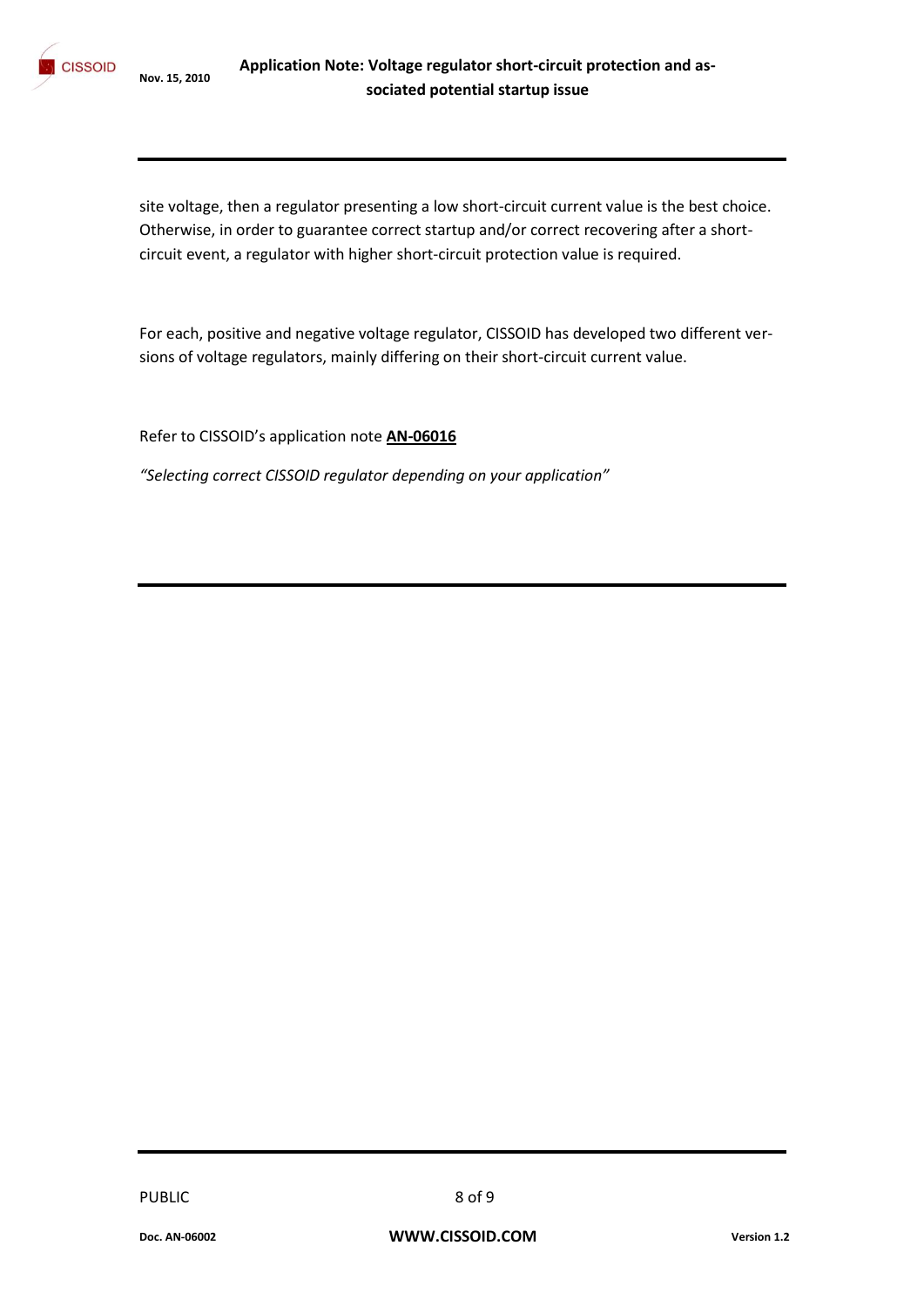site voltage, then a regulator presenting a low short-circuit current value is the best choice. Otherwise, in order to guarantee correct startup and/or correct recovering after a short-circuit event, a regulator with higher short-circuit protection value is required.

For each, positive and negative voltage regulator, CISSOID has developed two different versions of voltage regulators, mainly differing on their short-circuit current value.

Refer to CISSOID's application note **AN-06016**

*"Selecting correct CISSOID regulator depending on your application"*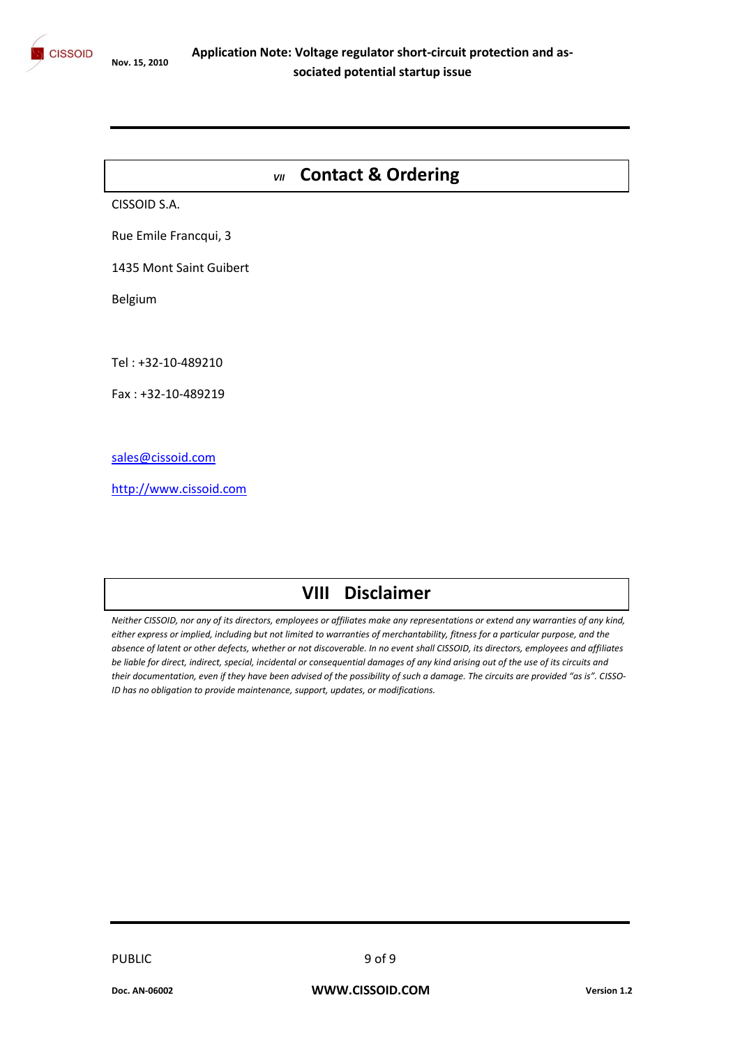## VII Contact & Ordering

CISSOID S.A.

Rue Emile Francqui, 3

1435 Mont Saint Guibert

Belgium

Tel : +32-10-489210

Fax : +32-10-489219

[sales@cissoid.com](mailto:sales@cissoid.com)

[http://www.cissoid.com](http://www.cissoid.com)

## VIII Disclaimer

*Neither CISSOID, nor any of its directors, employees or affiliates make any representations or extend any warranties of any kind, either express or implied, including but not limited to warranties of merchantability, fitness for a particular purpose, and the absence of latent or other defects, whether or not discoverable. In no event shall CISSOID, its directors, employees and affiliates be liable for direct, indirect, special, incidental or consequential damages of any kind arising out of the use of its circuits and their documentation, even if they have been advised of the possibility of such a damage. The circuits are provided "as is". CISSOID has no obligation to provide maintenance, support, updates, or modifications.*